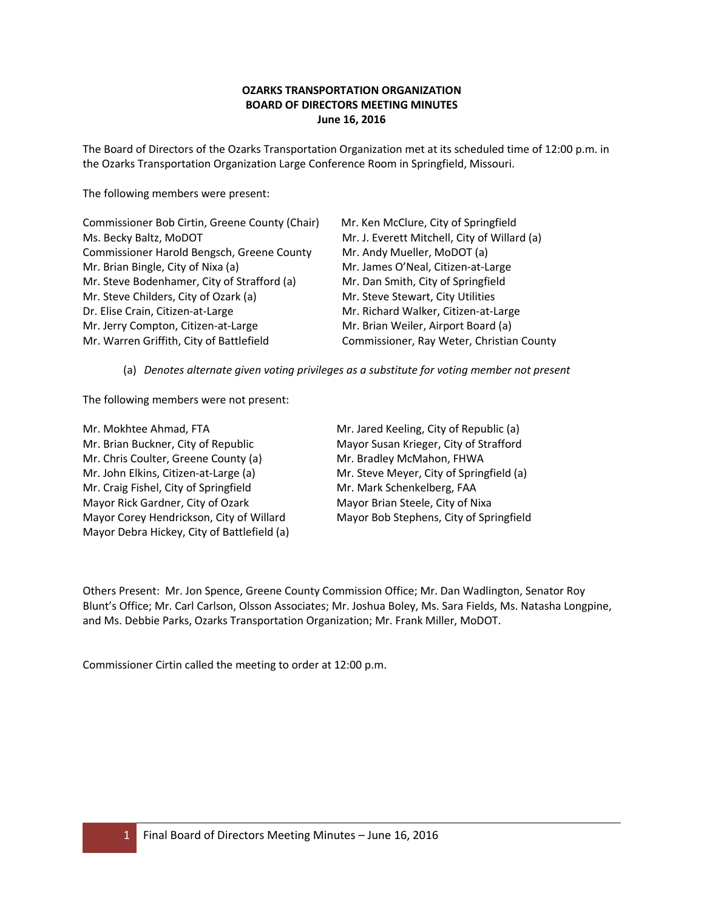**OZARKS TRANSPORTATION ORGANIZATION**
**BOARD OF DIRECTORS MEETING MINUTES**
**June 16, 2016**

The Board of Directors of the Ozarks Transportation Organization met at its scheduled time of 12:00 p.m. in the Ozarks Transportation Organization Large Conference Room in Springfield, Missouri.

The following members were present:

Commissioner Bob Cirtin, Greene County (Chair)
Ms. Becky Baltz, MoDOT
Commissioner Harold Bengsch, Greene County
Mr. Brian Bingle, City of Nixa (a)
Mr. Steve Bodenhamer, City of Strafford (a)
Mr. Steve Childers, City of Ozark (a)
Dr. Elise Crain, Citizen-at-Large
Mr. Jerry Compton, Citizen-at-Large
Mr. Warren Griffith, City of Battlefield
Mr. Ken McClure, City of Springfield
Mr. J. Everett Mitchell, City of Willard (a)
Mr. Andy Mueller, MoDOT (a)
Mr. James O'Neal, Citizen-at-Large
Mr. Dan Smith, City of Springfield
Mr. Steve Stewart, City Utilities
Mr. Richard Walker, Citizen-at-Large
Mr. Brian Weiler, Airport Board (a)
Commissioner, Ray Weter, Christian County

(a) *Denotes alternate given voting privileges as a substitute for voting member not present*

The following members were not present:

Mr. Mokhtee Ahmad, FTA
Mr. Brian Buckner, City of Republic
Mr. Chris Coulter, Greene County (a)
Mr. John Elkins, Citizen-at-Large (a)
Mr. Craig Fishel, City of Springfield
Mayor Rick Gardner, City of Ozark
Mayor Corey Hendrickson, City of Willard
Mayor Debra Hickey, City of Battlefield (a)
Mr. Jared Keeling, City of Republic (a)
Mayor Susan Krieger, City of Strafford
Mr. Bradley McMahon, FHWA
Mr. Steve Meyer, City of Springfield (a)
Mr. Mark Schenkelberg, FAA
Mayor Brian Steele, City of Nixa
Mayor Bob Stephens, City of Springfield

Others Present: Mr. Jon Spence, Greene County Commission Office; Mr. Dan Wadlington, Senator Roy Blunt's Office; Mr. Carl Carlson, Olsson Associates; Mr. Joshua Boley, Ms. Sara Fields, Ms. Natasha Longpine, and Ms. Debbie Parks, Ozarks Transportation Organization; Mr. Frank Miller, MoDOT.

Commissioner Cirtin called the meeting to order at 12:00 p.m.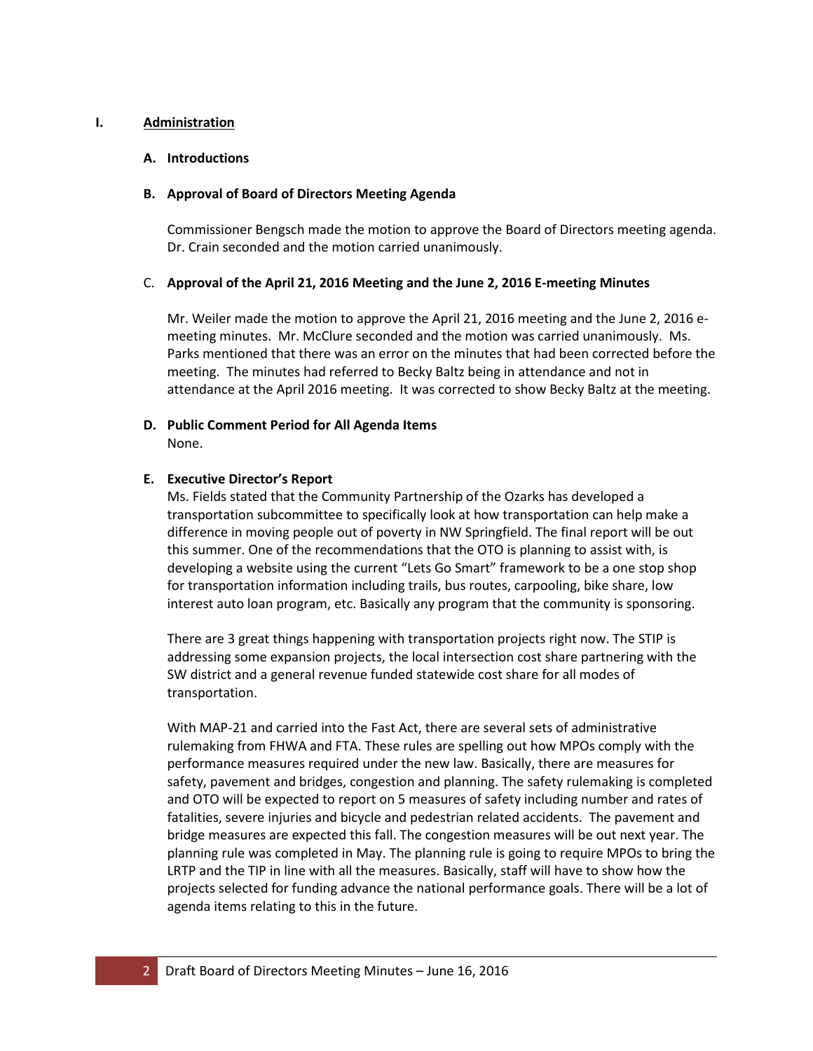# I. <u>Administration</u>

### A. Introductions

### B. Approval of Board of Directors Meeting Agenda

Commissioner Bengsch made the motion to approve the Board of Directors meeting agenda. Dr. Crain seconded and the motion carried unanimously.

### C. Approval of the April 21, 2016 Meeting and the June 2, 2016 E-meeting Minutes

Mr. Weiler made the motion to approve the April 21, 2016 meeting and the June 2, 2016 e-meeting minutes. Mr. McClure seconded and the motion was carried unanimously. Ms. Parks mentioned that there was an error on the minutes that had been corrected before the meeting. The minutes had referred to Becky Baltz being in attendance and not in attendance at the April 2016 meeting. It was corrected to show Becky Baltz at the meeting.

### D. Public Comment Period for All Agenda Items

None.

### E. Executive Director's Report

Ms. Fields stated that the Community Partnership of the Ozarks has developed a transportation subcommittee to specifically look at how transportation can help make a difference in moving people out of poverty in NW Springfield. The final report will be out this summer. One of the recommendations that the OTO is planning to assist with, is developing a website using the current "Lets Go Smart" framework to be a one stop shop for transportation information including trails, bus routes, carpooling, bike share, low interest auto loan program, etc. Basically any program that the community is sponsoring.

There are 3 great things happening with transportation projects right now. The STIP is addressing some expansion projects, the local intersection cost share partnering with the SW district and a general revenue funded statewide cost share for all modes of transportation.

With MAP-21 and carried into the Fast Act, there are several sets of administrative rulemaking from FHWA and FTA. These rules are spelling out how MPOs comply with the performance measures required under the new law. Basically, there are measures for safety, pavement and bridges, congestion and planning. The safety rulemaking is completed and OTO will be expected to report on 5 measures of safety including number and rates of fatalities, severe injuries and bicycle and pedestrian related accidents. The pavement and bridge measures are expected this fall. The congestion measures will be out next year. The planning rule was completed in May. The planning rule is going to require MPOs to bring the LRTP and the TIP in line with all the measures. Basically, staff will have to show how the projects selected for funding advance the national performance goals. There will be a lot of agenda items relating to this in the future.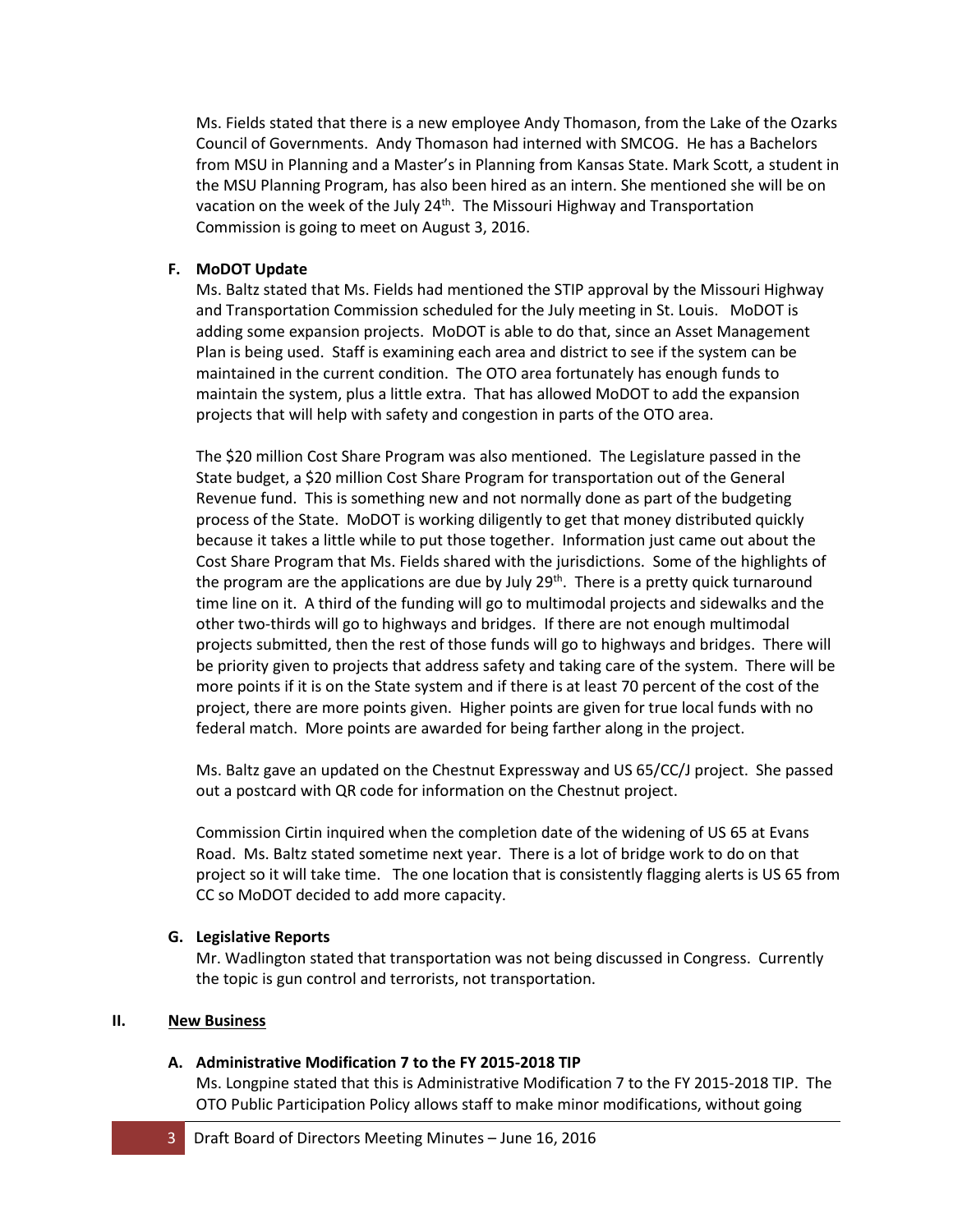Ms. Fields stated that there is a new employee Andy Thomason, from the Lake of the Ozarks Council of Governments. Andy Thomason had interned with SMCOG. He has a Bachelors from MSU in Planning and a Master's in Planning from Kansas State. Mark Scott, a student in the MSU Planning Program, has also been hired as an intern. She mentioned she will be on vacation on the week of the July 24th. The Missouri Highway and Transportation Commission is going to meet on August 3, 2016.

### F. MoDOT Update

Ms. Baltz stated that Ms. Fields had mentioned the STIP approval by the Missouri Highway and Transportation Commission scheduled for the July meeting in St. Louis. MoDOT is adding some expansion projects. MoDOT is able to do that, since an Asset Management Plan is being used. Staff is examining each area and district to see if the system can be maintained in the current condition. The OTO area fortunately has enough funds to maintain the system, plus a little extra. That has allowed MoDOT to add the expansion projects that will help with safety and congestion in parts of the OTO area.

The $20 million Cost Share Program was also mentioned. The Legislature passed in the State budget, a $20 million Cost Share Program for transportation out of the General Revenue fund. This is something new and not normally done as part of the budgeting process of the State. MoDOT is working diligently to get that money distributed quickly because it takes a little while to put those together. Information just came out about the Cost Share Program that Ms. Fields shared with the jurisdictions. Some of the highlights of the program are the applications are due by July 29th. There is a pretty quick turnaround time line on it. A third of the funding will go to multimodal projects and sidewalks and the other two-thirds will go to highways and bridges. If there are not enough multimodal projects submitted, then the rest of those funds will go to highways and bridges. There will be priority given to projects that address safety and taking care of the system. There will be more points if it is on the State system and if there is at least 70 percent of the cost of the project, there are more points given. Higher points are given for true local funds with no federal match. More points are awarded for being farther along in the project.

Ms. Baltz gave an updated on the Chestnut Expressway and US 65/CC/J project. She passed out a postcard with QR code for information on the Chestnut project.

Commission Cirtin inquired when the completion date of the widening of US 65 at Evans Road. Ms. Baltz stated sometime next year. There is a lot of bridge work to do on that project so it will take time. The one location that is consistently flagging alerts is US 65 from CC so MoDOT decided to add more capacity.

### G. Legislative Reports

Mr. Wadlington stated that transportation was not being discussed in Congress. Currently the topic is gun control and terrorists, not transportation.

## II. New Business

### A. Administrative Modification 7 to the FY 2015-2018 TIP

Ms. Longpine stated that this is Administrative Modification 7 to the FY 2015-2018 TIP. The OTO Public Participation Policy allows staff to make minor modifications, without going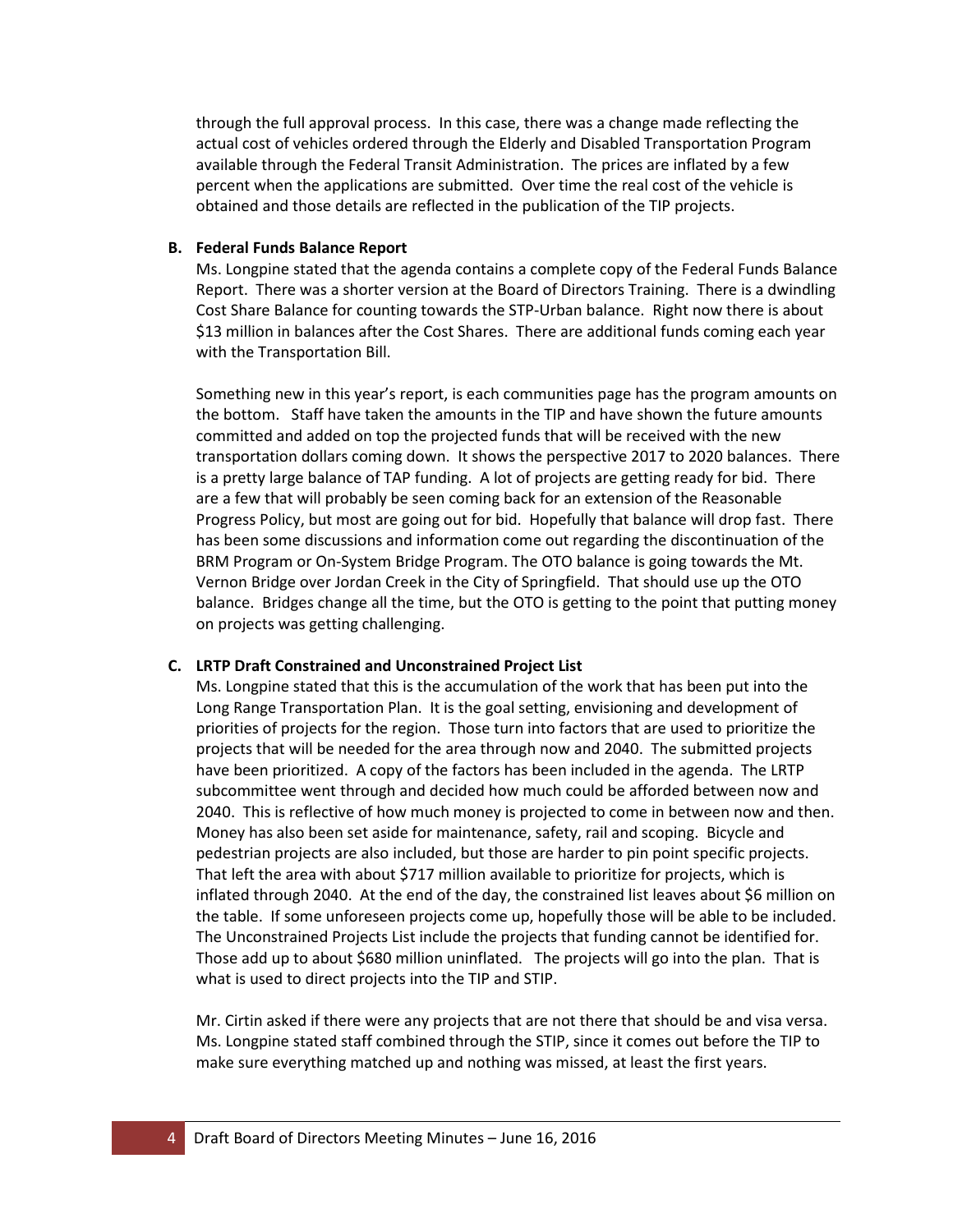through the full approval process. In this case, there was a change made reflecting the actual cost of vehicles ordered through the Elderly and Disabled Transportation Program available through the Federal Transit Administration. The prices are inflated by a few percent when the applications are submitted. Over time the real cost of the vehicle is obtained and those details are reflected in the publication of the TIP projects.

**B. Federal Funds Balance Report**

Ms. Longpine stated that the agenda contains a complete copy of the Federal Funds Balance Report. There was a shorter version at the Board of Directors Training. There is a dwindling Cost Share Balance for counting towards the STP-Urban balance. Right now there is about $13 million in balances after the Cost Shares. There are additional funds coming each year with the Transportation Bill.

Something new in this year's report, is each communities page has the program amounts on the bottom. Staff have taken the amounts in the TIP and have shown the future amounts committed and added on top the projected funds that will be received with the new transportation dollars coming down. It shows the perspective 2017 to 2020 balances. There is a pretty large balance of TAP funding. A lot of projects are getting ready for bid. There are a few that will probably be seen coming back for an extension of the Reasonable Progress Policy, but most are going out for bid. Hopefully that balance will drop fast. There has been some discussions and information come out regarding the discontinuation of the BRM Program or On-System Bridge Program. The OTO balance is going towards the Mt. Vernon Bridge over Jordan Creek in the City of Springfield. That should use up the OTO balance. Bridges change all the time, but the OTO is getting to the point that putting money on projects was getting challenging.

**C. LRTP Draft Constrained and Unconstrained Project List**

Ms. Longpine stated that this is the accumulation of the work that has been put into the Long Range Transportation Plan. It is the goal setting, envisioning and development of priorities of projects for the region. Those turn into factors that are used to prioritize the projects that will be needed for the area through now and 2040. The submitted projects have been prioritized. A copy of the factors has been included in the agenda. The LRTP subcommittee went through and decided how much could be afforded between now and 2040. This is reflective of how much money is projected to come in between now and then. Money has also been set aside for maintenance, safety, rail and scoping. Bicycle and pedestrian projects are also included, but those are harder to pin point specific projects. That left the area with about $717 million available to prioritize for projects, which is inflated through 2040. At the end of the day, the constrained list leaves about $6 million on the table. If some unforeseen projects come up, hopefully those will be able to be included. The Unconstrained Projects List include the projects that funding cannot be identified for. Those add up to about $680 million uninflated. The projects will go into the plan. That is what is used to direct projects into the TIP and STIP.

Mr. Cirtin asked if there were any projects that are not there that should be and visa versa. Ms. Longpine stated staff combined through the STIP, since it comes out before the TIP to make sure everything matched up and nothing was missed, at least the first years.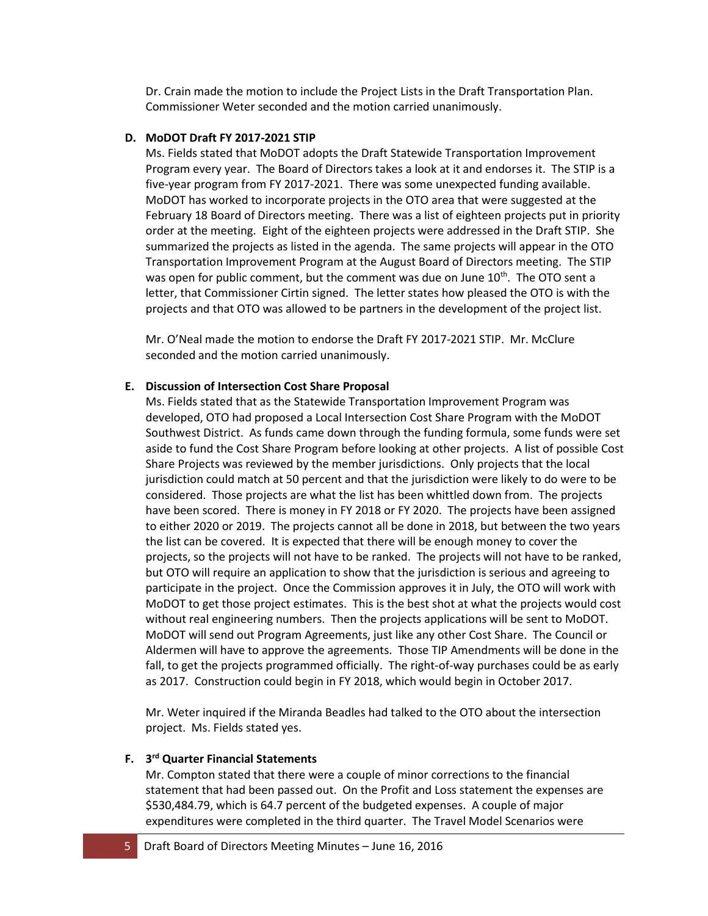Dr. Crain made the motion to include the Project Lists in the Draft Transportation Plan. Commissioner Weter seconded and the motion carried unanimously.

**D. MoDOT Draft FY 2017-2021 STIP**

Ms. Fields stated that MoDOT adopts the Draft Statewide Transportation Improvement Program every year. The Board of Directors takes a look at it and endorses it. The STIP is a five-year program from FY 2017-2021. There was some unexpected funding available. MoDOT has worked to incorporate projects in the OTO area that were suggested at the February 18 Board of Directors meeting. There was a list of eighteen projects put in priority order at the meeting. Eight of the eighteen projects were addressed in the Draft STIP. She summarized the projects as listed in the agenda. The same projects will appear in the OTO Transportation Improvement Program at the August Board of Directors meeting. The STIP was open for public comment, but the comment was due on June 10th. The OTO sent a letter, that Commissioner Cirtin signed. The letter states how pleased the OTO is with the projects and that OTO was allowed to be partners in the development of the project list.

Mr. O'Neal made the motion to endorse the Draft FY 2017-2021 STIP. Mr. McClure seconded and the motion carried unanimously.

**E. Discussion of Intersection Cost Share Proposal**

Ms. Fields stated that as the Statewide Transportation Improvement Program was developed, OTO had proposed a Local Intersection Cost Share Program with the MoDOT Southwest District. As funds came down through the funding formula, some funds were set aside to fund the Cost Share Program before looking at other projects. A list of possible Cost Share Projects was reviewed by the member jurisdictions. Only projects that the local jurisdiction could match at 50 percent and that the jurisdiction were likely to do were to be considered. Those projects are what the list has been whittled down from. The projects have been scored. There is money in FY 2018 or FY 2020. The projects have been assigned to either 2020 or 2019. The projects cannot all be done in 2018, but between the two years the list can be covered. It is expected that there will be enough money to cover the projects, so the projects will not have to be ranked. The projects will not have to be ranked, but OTO will require an application to show that the jurisdiction is serious and agreeing to participate in the project. Once the Commission approves it in July, the OTO will work with MoDOT to get those project estimates. This is the best shot at what the projects would cost without real engineering numbers. Then the projects applications will be sent to MoDOT. MoDOT will send out Program Agreements, just like any other Cost Share. The Council or Aldermen will have to approve the agreements. Those TIP Amendments will be done in the fall, to get the projects programmed officially. The right-of-way purchases could be as early as 2017. Construction could begin in FY 2018, which would begin in October 2017.

Mr. Weter inquired if the Miranda Beadles had talked to the OTO about the intersection project. Ms. Fields stated yes.

**F. 3rd Quarter Financial Statements**

Mr. Compton stated that there were a couple of minor corrections to the financial statement that had been passed out. On the Profit and Loss statement the expenses are $530,484.79, which is 64.7 percent of the budgeted expenses. A couple of major expenditures were completed in the third quarter. The Travel Model Scenarios were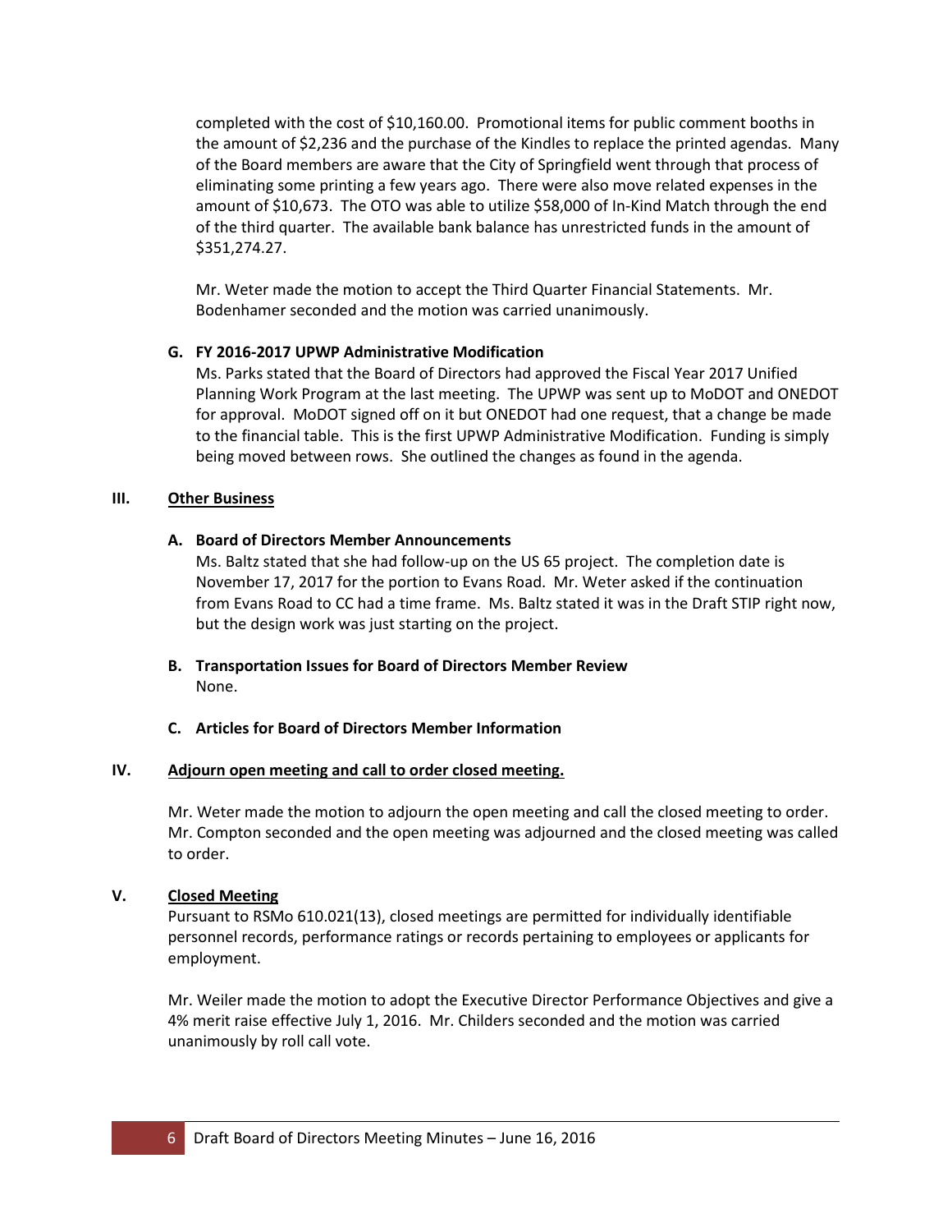completed with the cost of $10,160.00. Promotional items for public comment booths in the amount of $2,236 and the purchase of the Kindles to replace the printed agendas. Many of the Board members are aware that the City of Springfield went through that process of eliminating some printing a few years ago. There were also move related expenses in the amount of $10,673. The OTO was able to utilize $58,000 of In-Kind Match through the end of the third quarter. The available bank balance has unrestricted funds in the amount of $351,274.27.

Mr. Weter made the motion to accept the Third Quarter Financial Statements. Mr. Bodenhamer seconded and the motion was carried unanimously.

**G. FY 2016-2017 UPWP Administrative Modification**

Ms. Parks stated that the Board of Directors had approved the Fiscal Year 2017 Unified Planning Work Program at the last meeting. The UPWP was sent up to MoDOT and ONEDOT for approval. MoDOT signed off on it but ONEDOT had one request, that a change be made to the financial table. This is the first UPWP Administrative Modification. Funding is simply being moved between rows. She outlined the changes as found in the agenda.

## III. Other Business

**A. Board of Directors Member Announcements**

Ms. Baltz stated that she had follow-up on the US 65 project. The completion date is November 17, 2017 for the portion to Evans Road. Mr. Weter asked if the continuation from Evans Road to CC had a time frame. Ms. Baltz stated it was in the Draft STIP right now, but the design work was just starting on the project.

**B. Transportation Issues for Board of Directors Member Review**

None.

**C. Articles for Board of Directors Member Information**

## IV. Adjourn open meeting and call to order closed meeting.

Mr. Weter made the motion to adjourn the open meeting and call the closed meeting to order. Mr. Compton seconded and the open meeting was adjourned and the closed meeting was called to order.

## V. Closed Meeting

Pursuant to RSMo 610.021(13), closed meetings are permitted for individually identifiable personnel records, performance ratings or records pertaining to employees or applicants for employment.

Mr. Weiler made the motion to adopt the Executive Director Performance Objectives and give a 4% merit raise effective July 1, 2016. Mr. Childers seconded and the motion was carried unanimously by roll call vote.